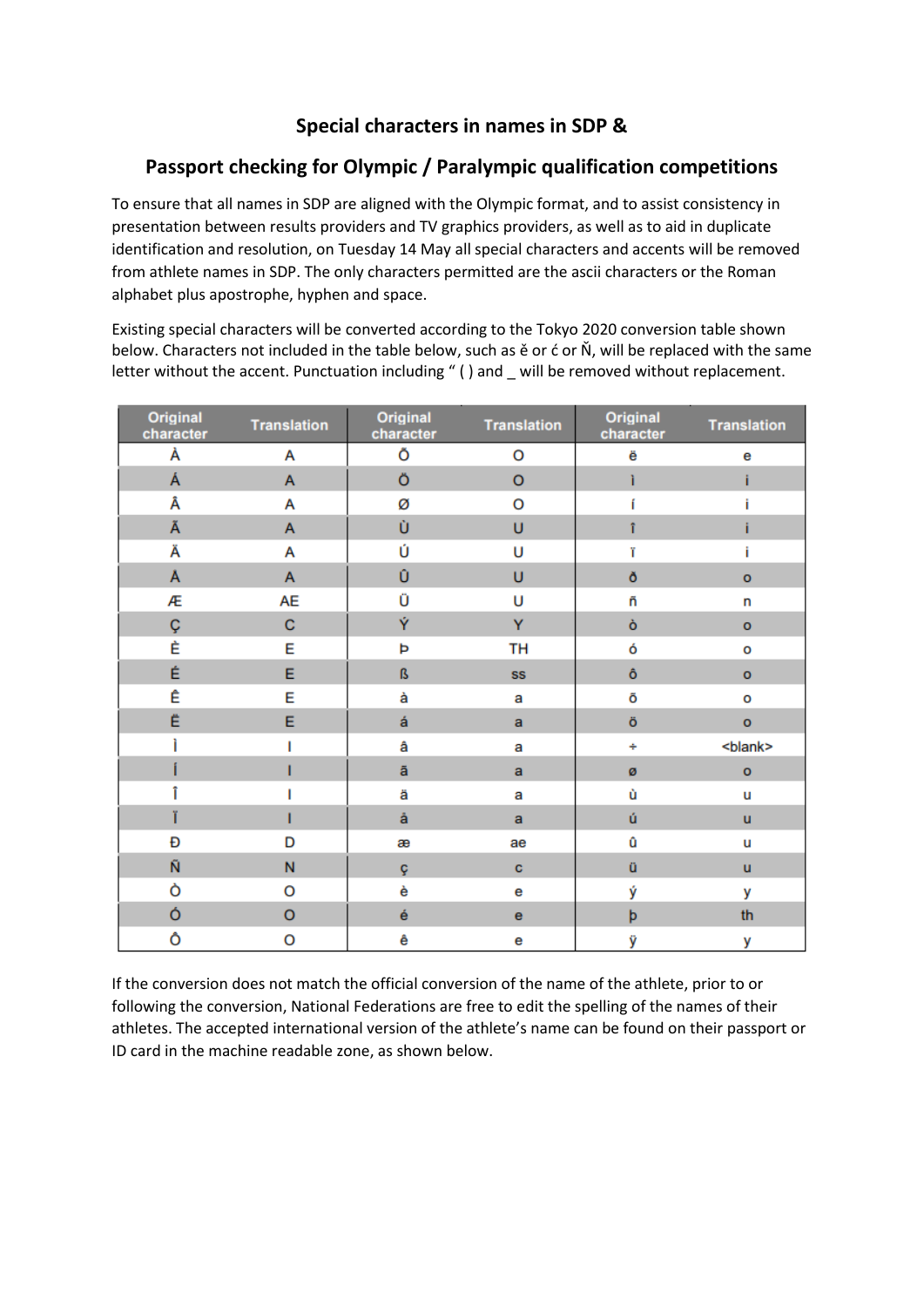## Special characters in names in SDP &

## Passport checking for Olympic / Paralympic qualification competitions

To ensure that all names in SDP are aligned with the Olympic format, and to assist consistency in presentation between results providers and TV graphics providers, as well as to aid in duplicate identification and resolution, on Tuesday 14 May all special characters and accents will be removed from athlete names in SDP. The only characters permitted are the ascii characters or the Roman alphabet plus apostrophe, hyphen and space.

Existing special characters will be converted according to the Tokyo 2020 conversion table shown below. Characters not included in the table below, such as ĕ or ć or Ň, will be replaced with the same letter without the accent. Punctuation including " ( ) and _ will be removed without replacement.

| Original character | Translation | Original character | Translation | Original character | Translation |
|---|---|---|---|---|---|
| À | A | Õ | O | ë | e |
| Á | A | Ö | O | ì | i |
| Â | A | Ø | O | í | i |
| Ã | A | Ù | U | î | i |
| Ä | A | Ú | U | ï | i |
| Å | A | Û | U | ð | o |
| Æ | AE | Ü | U | ñ | n |
| Ç | C | Ý | Y | ò | o |
| È | E | Þ | TH | ó | o |
| É | E | ß | ss | ô | o |
| Ê | E | à | a | õ | o |
| Ë | E | á | a | ö | o |
| Ì | I | â | a | ÷ | <blank> |
| Í | I | ã | a | ø | o |
| Î | I | ä | a | ù | u |
| Ï | I | å | a | ú | u |
| Ð | D | æ | ae | û | u |
| Ñ | N | ç | c | ü | u |
| Ò | O | è | e | ý | y |
| Ó | O | é | e | þ | th |
| Ô | O | ê | e | ÿ | y |

If the conversion does not match the official conversion of the name of the athlete, prior to or following the conversion, National Federations are free to edit the spelling of the names of their athletes. The accepted international version of the athlete's name can be found on their passport or ID card in the machine readable zone, as shown below.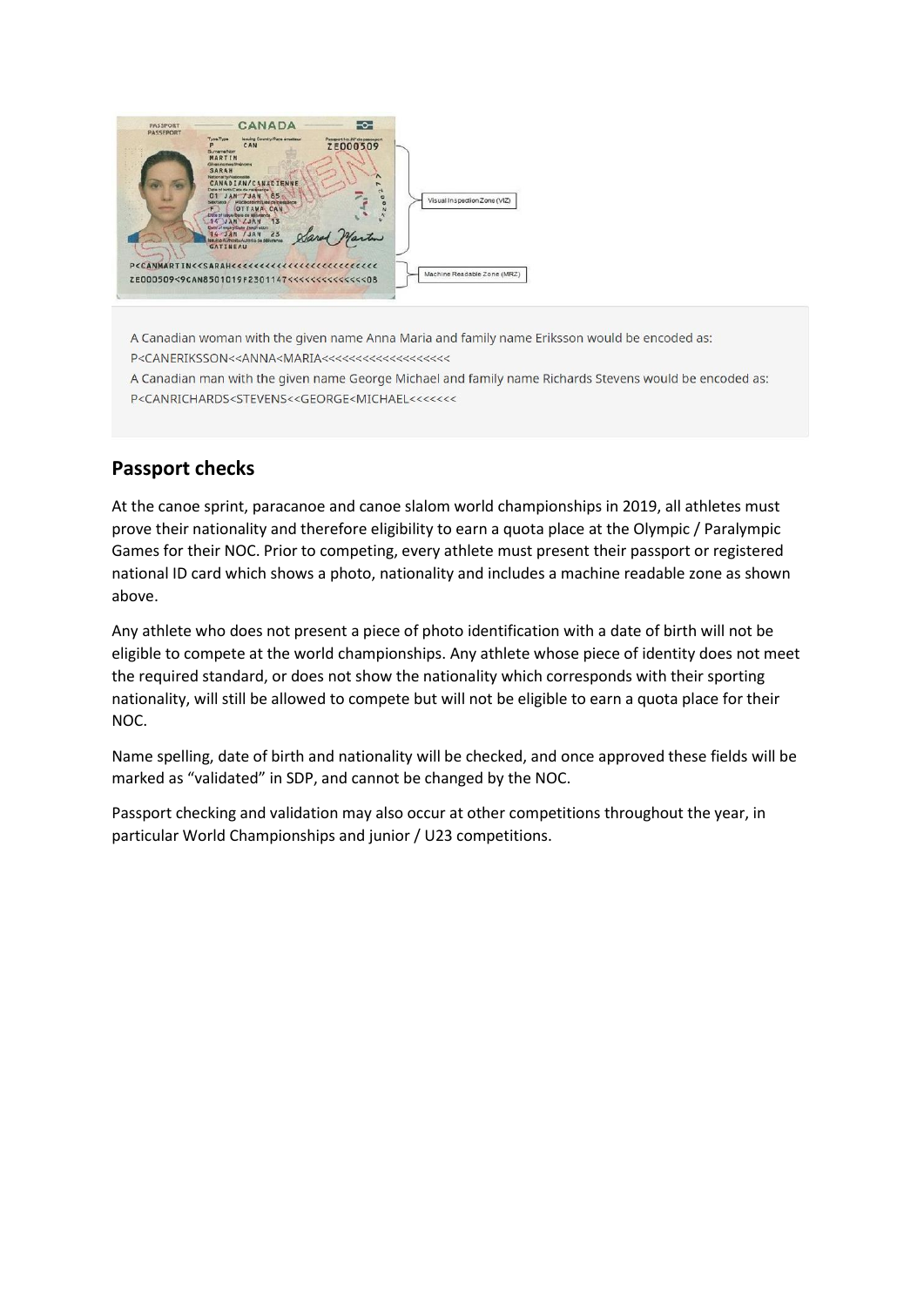A Canadian woman with the given name Anna Maria and family name Eriksson would be encoded as:

P<CANERIKSSON<<ANNA<MARIA<<<<<<<<<<<<<<<<<<<

A Canadian man with the given name George Michael and family name Richards Stevens would be encoded as:

P<CANRICHARDS<STEVENS<<GEORGE<MICHAEL<<<<<<<

## Passport checks

At the canoe sprint, paracanoe and canoe slalom world championships in 2019, all athletes must prove their nationality and therefore eligibility to earn a quota place at the Olympic / Paralympic Games for their NOC. Prior to competing, every athlete must present their passport or registered national ID card which shows a photo, nationality and includes a machine readable zone as shown above.

Any athlete who does not present a piece of photo identification with a date of birth will not be eligible to compete at the world championships. Any athlete whose piece of identity does not meet the required standard, or does not show the nationality which corresponds with their sporting nationality, will still be allowed to compete but will not be eligible to earn a quota place for their NOC.

Name spelling, date of birth and nationality will be checked, and once approved these fields will be marked as "validated" in SDP, and cannot be changed by the NOC.

Passport checking and validation may also occur at other competitions throughout the year, in particular World Championships and junior / U23 competitions.